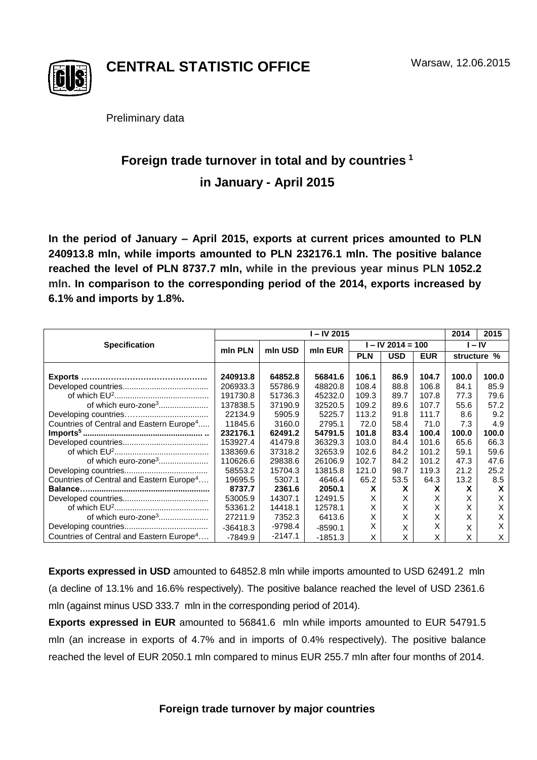# CENTRAL STATISTIC OFFICE

Warsaw, 12.06.2015

Preliminary data

## Foreign trade turnover in total and by countries [1] in January - April 2015

**In the period of January – April 2015, exports at current prices amounted to PLN 240913.8 mln, while imports amounted to PLN 232176.1 mln. The positive balance reached the level of PLN 8737.7 mln, while in the previous year minus PLN 1052.2 mln. In comparison to the corresponding period of the 2014, exports increased by 6.1% and imports by 1.8%.**

| Specification | I – IV 2015 | | | | | | 2014 | 2015 |
|---|---|---|---|---|---|---|---|---|
| | mln PLN | mln USD | mln EUR | I – IV 2014 = 100 | | | I – IV | |
| | | | | PLN | USD | EUR | structure % | |
| **Exports** | **240913.8** | **64852.8** | **56841.6** | **106.1** | **86.9** | **104.7** | **100.0** | **100.0** |
| Developed countries | 206933.3 | 55786.9 | 48820.8 | 108.4 | 88.8 | 106.8 | 84.1 | 85.9 |
| of which EU[2] | 191730.8 | 51736.3 | 45232.0 | 109.3 | 89.7 | 107.8 | 77.3 | 79.6 |
| of which euro-zone[3] | 137838.5 | 37190.9 | 32520.5 | 109.2 | 89.6 | 107.7 | 55.6 | 57.2 |
| Developing countries | 22134.9 | 5905.9 | 5225.7 | 113.2 | 91.8 | 111.7 | 8.6 | 9.2 |
| Countries of Central and Eastern Europe[4] | 11845.6 | 3160.0 | 2795.1 | 72.0 | 58.4 | 71.0 | 7.3 | 4.9 |
| **Imports[5]** | **232176.1** | **62491.2** | **54791.5** | **101.8** | **83.4** | **100.4** | **100.0** | **100.0** |
| Developed countries | 153927.4 | 41479.8 | 36329.3 | 103.0 | 84.4 | 101.6 | 65.6 | 66.3 |
| of which EU[2] | 138369.6 | 37318.2 | 32653.9 | 102.6 | 84.2 | 101.2 | 59.1 | 59.6 |
| of which euro-zone[3] | 110626.6 | 29838.6 | 26106.9 | 102.7 | 84.2 | 101.2 | 47.3 | 47.6 |
| Developing countries | 58553.2 | 15704.3 | 13815.8 | 121.0 | 98.7 | 119.3 | 21.2 | 25.2 |
| Countries of Central and Eastern Europe[4] | 19695.5 | 5307.1 | 4646.4 | 65.2 | 53.5 | 64.3 | 13.2 | 8.5 |
| **Balance** | **8737.7** | **2361.6** | **2050.1** | **X** | **X** | **X** | **X** | **X** |
| Developed countries | 53005.9 | 14307.1 | 12491.5 | X | X | X | X | X |
| of which EU[2] | 53361.2 | 14418.1 | 12578.1 | X | X | X | X | X |
| of which euro-zone[3] | 27211.9 | 7352.3 | 6413.6 | X | X | X | X | X |
| Developing countries | -36418.3 | -9798.4 | -8590.1 | X | X | X | X | X |
| Countries of Central and Eastern Europe[4] | -7849.9 | -2147.1 | -1851.3 | X | X | X | X | X |

**Exports expressed in USD** amounted to 64852.8 mln while imports amounted to USD 62491.2 mln (a decline of 13.1% and 16.6% respectively). The positive balance reached the level of USD 2361.6 mln (against minus USD 333.7 mln in the corresponding period of 2014).

**Exports expressed in EUR** amounted to 56841.6 mln while imports amounted to EUR 54791.5 mln (an increase in exports of 4.7% and in imports of 0.4% respectively). The positive balance reached the level of EUR 2050.1 mln compared to minus EUR 255.7 mln after four months of 2014.

### Foreign trade turnover by major countries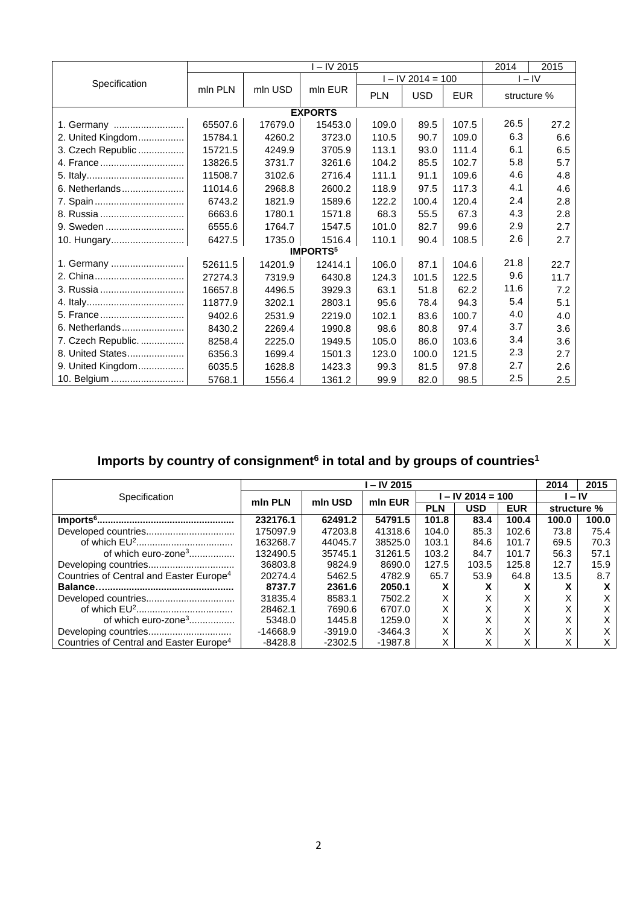| Specification | I – IV 2015 | | | | | | 2014 | 2015 |
|---|---|---|---|---|---|---|---|---|
| | mln PLN | mln USD | mln EUR | I – IV 2014 = 100 | | | I – IV | |
| | | | | PLN | USD | EUR | structure % | |
| **EXPORTS** | | | | | | | | |
| 1. Germany .......................... | 65507.6 | 17679.0 | 15453.0 | 109.0 | 89.5 | 107.5 | 26.5 | 27.2 |
| 2. United Kingdom................. | 15784.1 | 4260.2 | 3723.0 | 110.5 | 90.7 | 109.0 | 6.3 | 6.6 |
| 3. Czech Republic ................. | 15721.5 | 4249.9 | 3705.9 | 113.1 | 93.0 | 111.4 | 6.1 | 6.5 |
| 4. France .............................. | 13826.5 | 3731.7 | 3261.6 | 104.2 | 85.5 | 102.7 | 5.8 | 5.7 |
| 5. Italy.................................... | 11508.7 | 3102.6 | 2716.4 | 111.1 | 91.1 | 109.6 | 4.6 | 4.8 |
| 6. Netherlands....................... | 11014.6 | 2968.8 | 2600.2 | 118.9 | 97.5 | 117.3 | 4.1 | 4.6 |
| 7. Spain ................................ | 6743.2 | 1821.9 | 1589.6 | 122.2 | 100.4 | 120.4 | 2.4 | 2.8 |
| 8. Russia .............................. | 6663.6 | 1780.1 | 1571.8 | 68.3 | 55.5 | 67.3 | 4.3 | 2.8 |
| 9. Sweden ............................ | 6555.6 | 1764.7 | 1547.5 | 101.0 | 82.7 | 99.6 | 2.9 | 2.7 |
| 10. Hungary........................... | 6427.5 | 1735.0 | 1516.4 | 110.1 | 90.4 | 108.5 | 2.6 | 2.7 |
| **IMPORTS[5]** | | | | | | | | |
| 1. Germany ........................... | 52611.5 | 14201.9 | 12414.1 | 106.0 | 87.1 | 104.6 | 21.8 | 22.7 |
| 2. China................................. | 27274.3 | 7319.9 | 6430.8 | 124.3 | 101.5 | 122.5 | 9.6 | 11.7 |
| 3. Russia .............................. | 16657.8 | 4496.5 | 3929.3 | 63.1 | 51.8 | 62.2 | 11.6 | 7.2 |
| 4. Italy.................................... | 11877.9 | 3202.1 | 2803.1 | 95.6 | 78.4 | 94.3 | 5.4 | 5.1 |
| 5. France .............................. | 9402.6 | 2531.9 | 2219.0 | 102.1 | 83.6 | 100.7 | 4.0 | 4.0 |
| 6. Netherlands....................... | 8430.2 | 2269.4 | 1990.8 | 98.6 | 80.8 | 97.4 | 3.7 | 3.6 |
| 7. Czech Republic. ................ | 8258.4 | 2225.0 | 1949.5 | 105.0 | 86.0 | 103.6 | 3.4 | 3.6 |
| 8. United States..................... | 6356.3 | 1699.4 | 1501.3 | 123.0 | 100.0 | 121.5 | 2.3 | 2.7 |
| 9. United Kingdom................. | 6035.5 | 1628.8 | 1423.3 | 99.3 | 81.5 | 97.8 | 2.7 | 2.6 |
| 10. Belgium ........................... | 5768.1 | 1556.4 | 1361.2 | 99.9 | 82.0 | 98.5 | 2.5 | 2.5 |

## Imports by country of consignment[6] in total and by groups of countries[1]

| Specification | I – IV 2015 | | | | | | 2014 | 2015 |
|---|---|---|---|---|---|---|---|---|
| | mln PLN | mln USD | mln EUR | I – IV 2014 = 100 | | | I – IV | |
| | | | | PLN | USD | EUR | structure % | |
| **Imports[6]..................................................** | **232176.1** | **62491.2** | **54791.5** | **101.8** | **83.4** | **100.4** | **100.0** | **100.0** |
| Developed countries................................ | 175097.9 | 47203.8 | 41318.6 | 104.0 | 85.3 | 102.6 | 73.8 | 75.4 |
| of which EU[2]................................... | 163268.7 | 44045.7 | 38525.0 | 103.1 | 84.6 | 101.7 | 69.5 | 70.3 |
| of which euro-zone[3]................ | 132490.5 | 35745.1 | 31261.5 | 103.2 | 84.7 | 101.7 | 56.3 | 57.1 |
| Developing countries............................... | 36803.8 | 9824.9 | 8690.0 | 127.5 | 103.5 | 125.8 | 12.7 | 15.9 |
| Countries of Central and Easter Europe[4] | 20274.4 | 5462.5 | 4782.9 | 65.7 | 53.9 | 64.8 | 13.5 | 8.7 |
| **Balance..................................................** | **8737.7** | **2361.6** | **2050.1** | **X** | **X** | **X** | **X** | **X** |
| Developed countries................................ | 31835.4 | 8583.1 | 7502.2 | X | X | X | X | X |
| of which EU[2]................................... | 28462.1 | 7690.6 | 6707.0 | X | X | X | X | X |
| of which euro-zone[3]................ | 5348.0 | 1445.8 | 1259.0 | X | X | X | X | X |
| Developing countries.............................. | -14668.9 | -3919.0 | -3464.3 | X | X | X | X | X |
| Countries of Central and Easter Europe[4] | -8428.8 | -2302.5 | -1987.8 | X | X | X | X | X |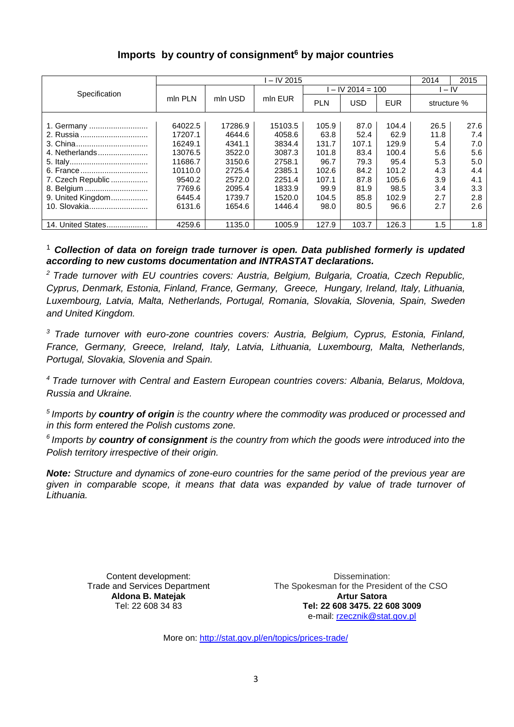## Imports by country of consignment[6] by major countries

| Specification | I – IV 2015 | | | | | | 2014 | 2015 |
|---|---|---|---|---|---|---|---|---|
| | mln PLN | mln USD | mln EUR | I – IV 2014 = 100 | | | I – IV | |
| | | | | PLN | USD | EUR | structure % | |
| 1. Germany | 64022.5 | 17286.9 | 15103.5 | 105.9 | 87.0 | 104.4 | 26.5 | 27.6 |
| 2. Russia | 17207.1 | 4644.6 | 4058.6 | 63.8 | 52.4 | 62.9 | 11.8 | 7.4 |
| 3. China | 16249.1 | 4341.1 | 3834.4 | 131.7 | 107.1 | 129.9 | 5.4 | 7.0 |
| 4. Netherlands | 13076.5 | 3522.0 | 3087.3 | 101.8 | 83.4 | 100.4 | 5.6 | 5.6 |
| 5. Italy | 11686.7 | 3150.6 | 2758.1 | 96.7 | 79.3 | 95.4 | 5.3 | 5.0 |
| 6. France | 10110.0 | 2725.4 | 2385.1 | 102.6 | 84.2 | 101.2 | 4.3 | 4.4 |
| 7. Czech Republic | 9540.2 | 2572.0 | 2251.4 | 107.1 | 87.8 | 105.6 | 3.9 | 4.1 |
| 8. Belgium | 7769.6 | 2095.4 | 1833.9 | 99.9 | 81.9 | 98.5 | 3.4 | 3.3 |
| 9. United Kingdom | 6445.4 | 1739.7 | 1520.0 | 104.5 | 85.8 | 102.9 | 2.7 | 2.8 |
| 10. Slovakia | 6131.6 | 1654.6 | 1446.4 | 98.0 | 80.5 | 96.6 | 2.7 | 2.6 |
| 14. United States | 4259.6 | 1135.0 | 1005.9 | 127.9 | 103.7 | 126.3 | 1.5 | 1.8 |

[1] ***Collection of data on foreign trade turnover is open. Data published formerly is updated according to new customs documentation and INTRASTAT declarations.***

[2] *Trade turnover with EU countries covers: Austria, Belgium, Bulgaria, Croatia, Czech Republic, Cyprus, Denmark, Estonia, Finland, France, Germany, Greece, Hungary, Ireland, Italy, Lithuania, Luxembourg, Latvia, Malta, Netherlands, Portugal, Romania, Slovakia, Slovenia, Spain, Sweden and United Kingdom.*

[3] *Trade turnover with euro-zone countries covers: Austria, Belgium, Cyprus, Estonia, Finland, France, Germany, Greece, Ireland, Italy, Latvia, Lithuania, Luxembourg, Malta, Netherlands, Portugal, Slovakia, Slovenia and Spain.*

[4] *Trade turnover with Central and Eastern European countries covers: Albania, Belarus, Moldova, Russia and Ukraine.*

[5] *Imports by **country of origin** is the country where the commodity was produced or processed and in this form entered the Polish customs zone.*

[6] *Imports by **country of consignment** is the country from which the goods were introduced into the Polish territory irrespective of their origin.*

***Note:*** *Structure and dynamics of zone-euro countries for the same period of the previous year are given in comparable scope, it means that data was expanded by value of trade turnover of Lithuania.*

Content development:
Trade and Services Department
**Aldona B. Matejak**
Tel: 22 608 34 83

Dissemination:
The Spokesman for the President of the CSO
**Artur Satora**
**Tel: 22 608 3475. 22 608 3009**
e-mail: rzecznik@stat.gov.pl

More on: http://stat.gov.pl/en/topics/prices-trade/